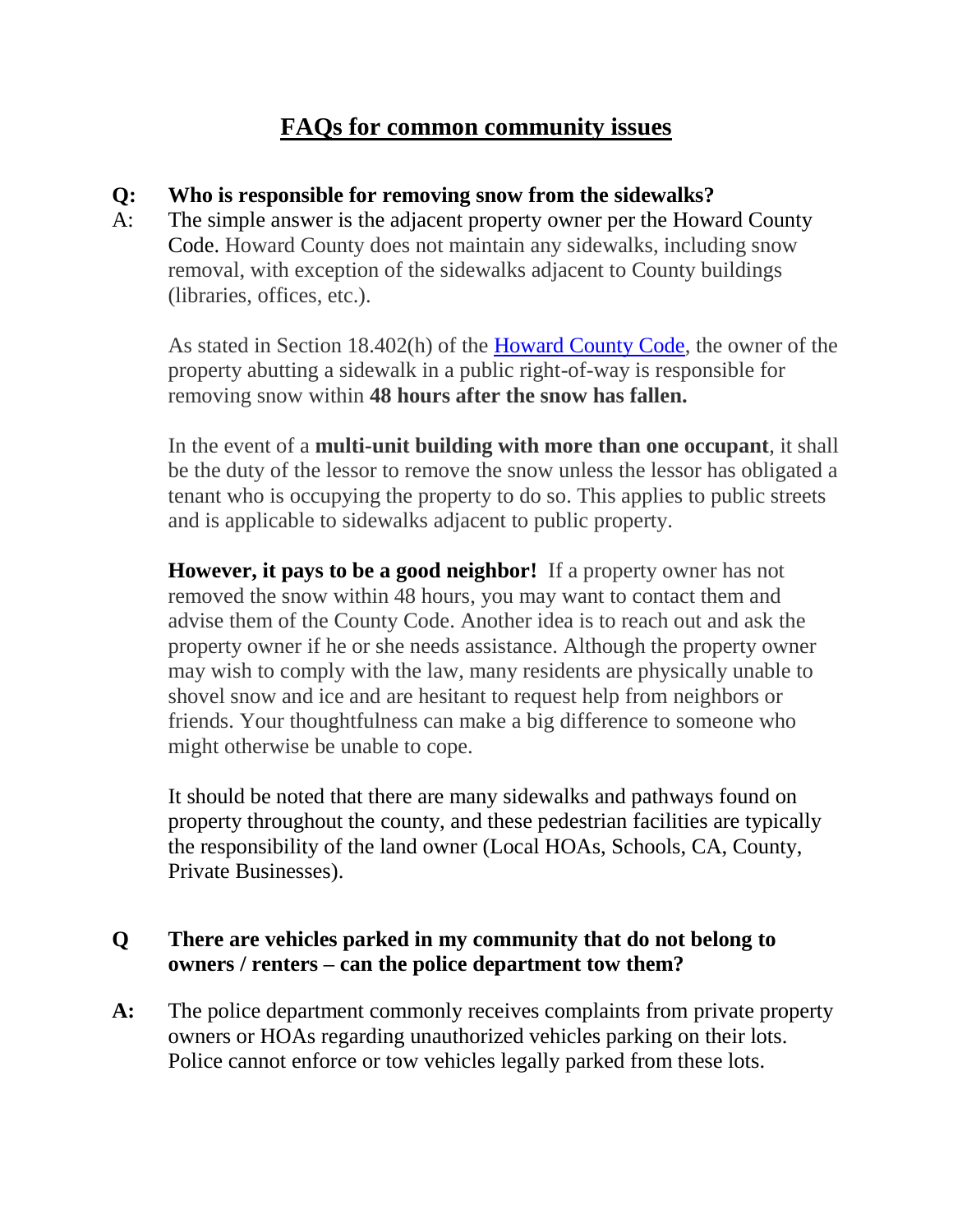# FAQs for common community issues

**Q: Who is responsible for removing snow from the sidewalks?**

A: The simple answer is the adjacent property owner per the Howard County Code. Howard County does not maintain any sidewalks, including snow removal, with exception of the sidewalks adjacent to County buildings (libraries, offices, etc.).

As stated in Section 18.402(h) of the Howard County Code, the owner of the property abutting a sidewalk in a public right-of-way is responsible for removing snow within **48 hours after the snow has fallen.**

In the event of a **multi-unit building with more than one occupant**, it shall be the duty of the lessor to remove the snow unless the lessor has obligated a tenant who is occupying the property to do so. This applies to public streets and is applicable to sidewalks adjacent to public property.

**However, it pays to be a good neighbor!** If a property owner has not removed the snow within 48 hours, you may want to contact them and advise them of the County Code. Another idea is to reach out and ask the property owner if he or she needs assistance. Although the property owner may wish to comply with the law, many residents are physically unable to shovel snow and ice and are hesitant to request help from neighbors or friends. Your thoughtfulness can make a big difference to someone who might otherwise be unable to cope.

It should be noted that there are many sidewalks and pathways found on property throughout the county, and these pedestrian facilities are typically the responsibility of the land owner (Local HOAs, Schools, CA, County, Private Businesses).

**Q There are vehicles parked in my community that do not belong to owners / renters – can the police department tow them?**

**A:** The police department commonly receives complaints from private property owners or HOAs regarding unauthorized vehicles parking on their lots. Police cannot enforce or tow vehicles legally parked from these lots.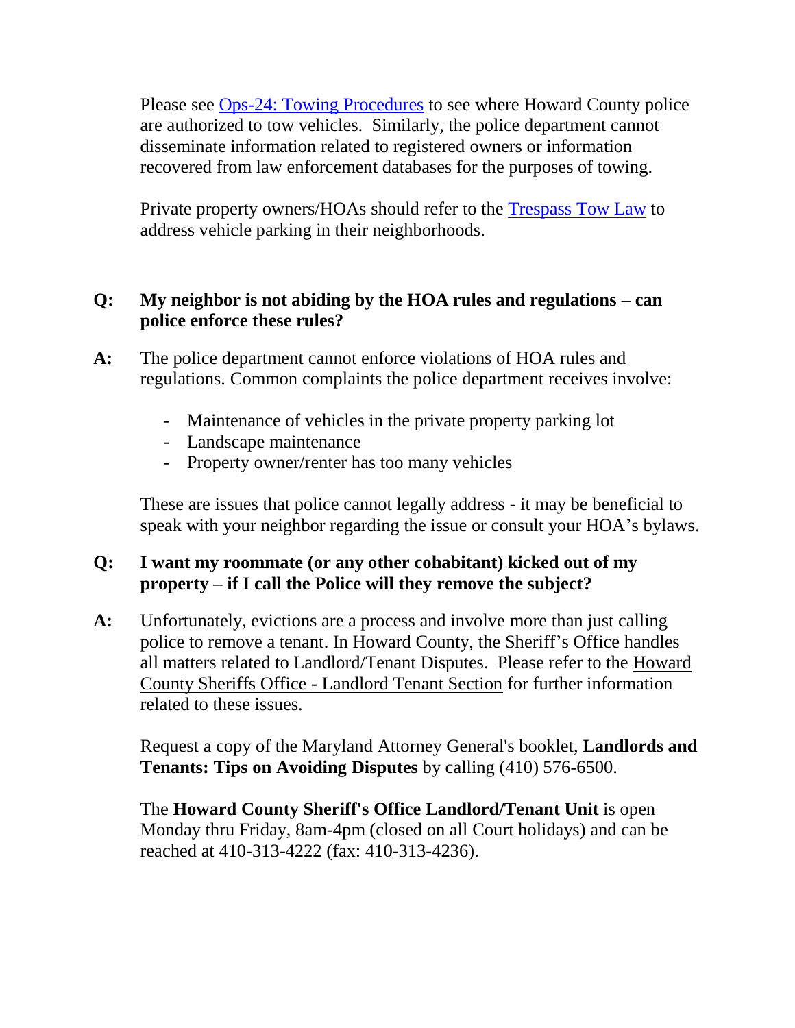Please see Ops-24: Towing Procedures to see where Howard County police are authorized to tow vehicles. Similarly, the police department cannot disseminate information related to registered owners or information recovered from law enforcement databases for the purposes of towing.

Private property owners/HOAs should refer to the Trespass Tow Law to address vehicle parking in their neighborhoods.

**Q: My neighbor is not abiding by the HOA rules and regulations – can police enforce these rules?**

**A:** The police department cannot enforce violations of HOA rules and regulations. Common complaints the police department receives involve:

- Maintenance of vehicles in the private property parking lot
- Landscape maintenance
- Property owner/renter has too many vehicles

These are issues that police cannot legally address - it may be beneficial to speak with your neighbor regarding the issue or consult your HOA's bylaws.

**Q: I want my roommate (or any other cohabitant) kicked out of my property – if I call the Police will they remove the subject?**

**A:** Unfortunately, evictions are a process and involve more than just calling police to remove a tenant. In Howard County, the Sheriff's Office handles all matters related to Landlord/Tenant Disputes. Please refer to the Howard County Sheriffs Office - Landlord Tenant Section for further information related to these issues.

Request a copy of the Maryland Attorney General's booklet, **Landlords and Tenants: Tips on Avoiding Disputes** by calling (410) 576-6500.

The **Howard County Sheriff's Office Landlord/Tenant Unit** is open Monday thru Friday, 8am-4pm (closed on all Court holidays) and can be reached at 410-313-4222 (fax: 410-313-4236).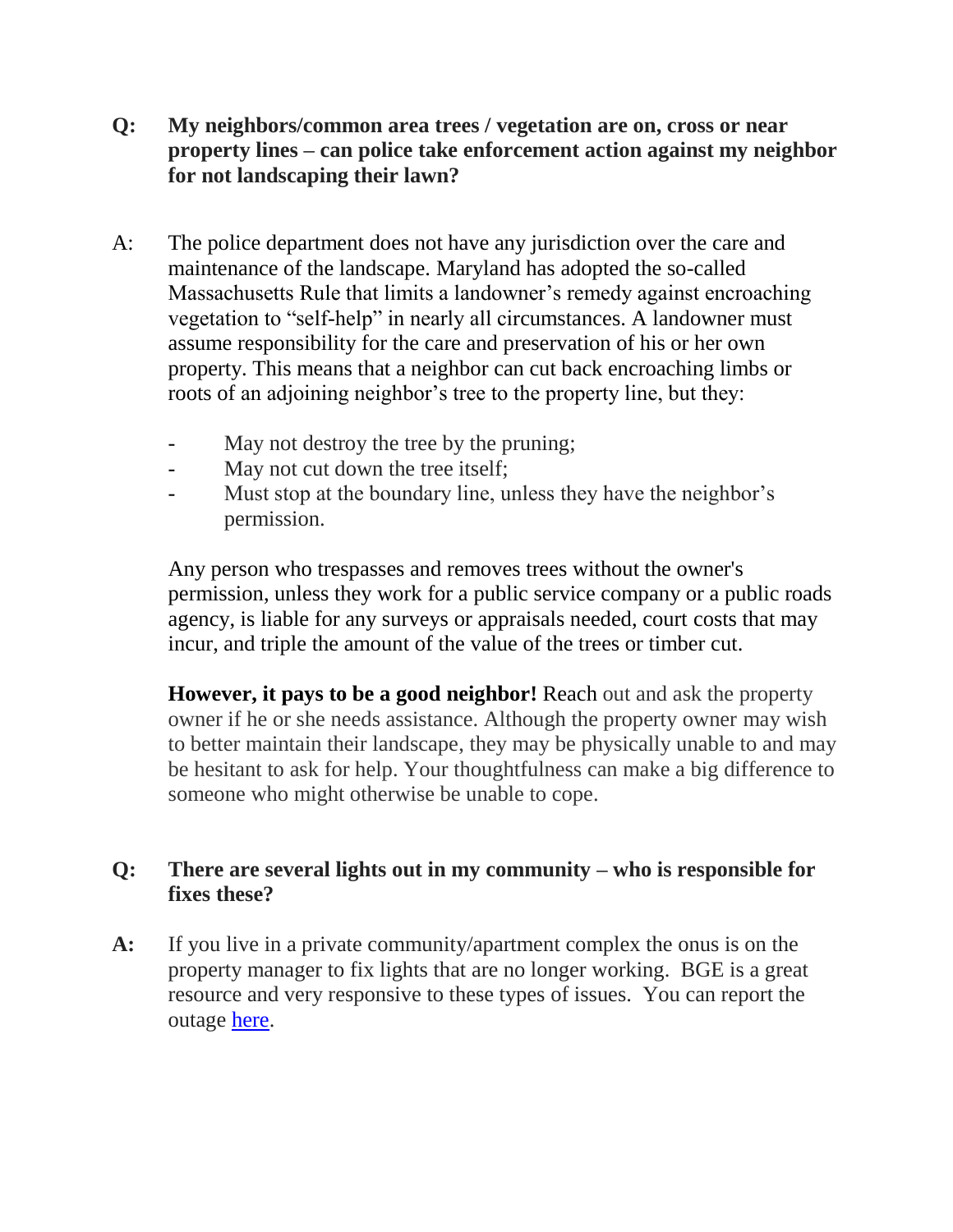**Q: My neighbors/common area trees / vegetation are on, cross or near property lines – can police take enforcement action against my neighbor for not landscaping their lawn?**

A: The police department does not have any jurisdiction over the care and maintenance of the landscape. Maryland has adopted the so-called Massachusetts Rule that limits a landowner's remedy against encroaching vegetation to "self-help" in nearly all circumstances. A landowner must assume responsibility for the care and preservation of his or her own property. This means that a neighbor can cut back encroaching limbs or roots of an adjoining neighbor's tree to the property line, but they:

- May not destroy the tree by the pruning;
- May not cut down the tree itself;
- Must stop at the boundary line, unless they have the neighbor's permission.

Any person who trespasses and removes trees without the owner's permission, unless they work for a public service company or a public roads agency, is liable for any surveys or appraisals needed, court costs that may incur, and triple the amount of the value of the trees or timber cut.

**However, it pays to be a good neighbor!** Reach out and ask the property owner if he or she needs assistance. Although the property owner may wish to better maintain their landscape, they may be physically unable to and may be hesitant to ask for help. Your thoughtfulness can make a big difference to someone who might otherwise be unable to cope.

**Q: There are several lights out in my community – who is responsible for fixes these?**

**A:** If you live in a private community/apartment complex the onus is on the property manager to fix lights that are no longer working. BGE is a great resource and very responsive to these types of issues. You can report the outage here.